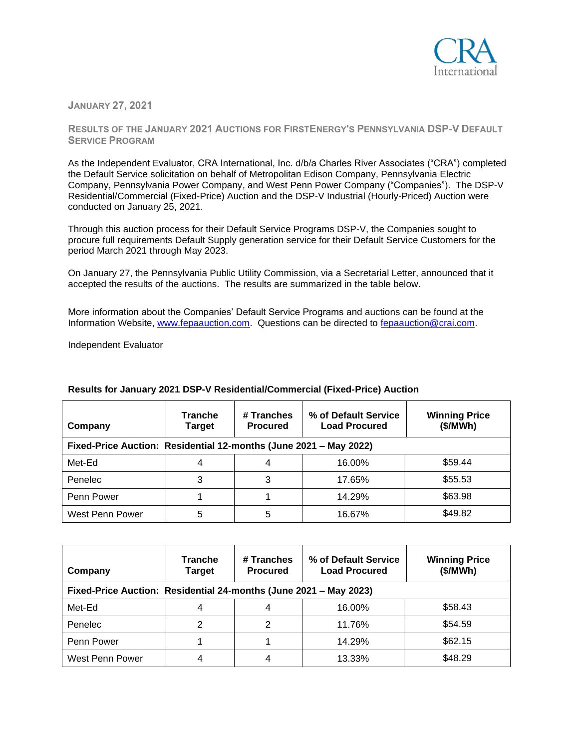CRA International

JANUARY 27, 2021

## RESULTS OF THE JANUARY 2021 AUCTIONS FOR FIRSTENERGY'S PENNSYLVANIA DSP-V DEFAULT SERVICE PROGRAM

As the Independent Evaluator, CRA International, Inc. d/b/a Charles River Associates ("CRA") completed the Default Service solicitation on behalf of Metropolitan Edison Company, Pennsylvania Electric Company, Pennsylvania Power Company, and West Penn Power Company ("Companies"). The DSP-V Residential/Commercial (Fixed-Price) Auction and the DSP-V Industrial (Hourly-Priced) Auction were conducted on January 25, 2021.

Through this auction process for their Default Service Programs DSP-V, the Companies sought to procure full requirements Default Supply generation service for their Default Service Customers for the period March 2021 through May 2023.

On January 27, the Pennsylvania Public Utility Commission, via a Secretarial Letter, announced that it accepted the results of the auctions. The results are summarized in the table below.

More information about the Companies' Default Service Programs and auctions can be found at the Information Website, www.fepaauction.com. Questions can be directed to fepaauction@crai.com.

Independent Evaluator

**Results for January 2021 DSP-V Residential/Commercial (Fixed-Price) Auction**

| Company | Tranche Target | # Tranches Procured | % of Default Service Load Procured | Winning Price ($/MWh) |
|---|---|---|---|---|
| **Fixed-Price Auction: Residential 12-months (June 2021 – May 2022)** | | | | |
| Met-Ed | 4 | 4 | 16.00% | $59.44 |
| Penelec | 3 | 3 | 17.65% | $55.53 |
| Penn Power | 1 | 1 | 14.29% | $63.98 |
| West Penn Power | 5 | 5 | 16.67% | $49.82 |

| Company | Tranche Target | # Tranches Procured | % of Default Service Load Procured | Winning Price ($/MWh) |
|---|---|---|---|---|
| **Fixed-Price Auction: Residential 24-months (June 2021 – May 2023)** | | | | |
| Met-Ed | 4 | 4 | 16.00% | $58.43 |
| Penelec | 2 | 2 | 11.76% | $54.59 |
| Penn Power | 1 | 1 | 14.29% | $62.15 |
| West Penn Power | 4 | 4 | 13.33% | $48.29 |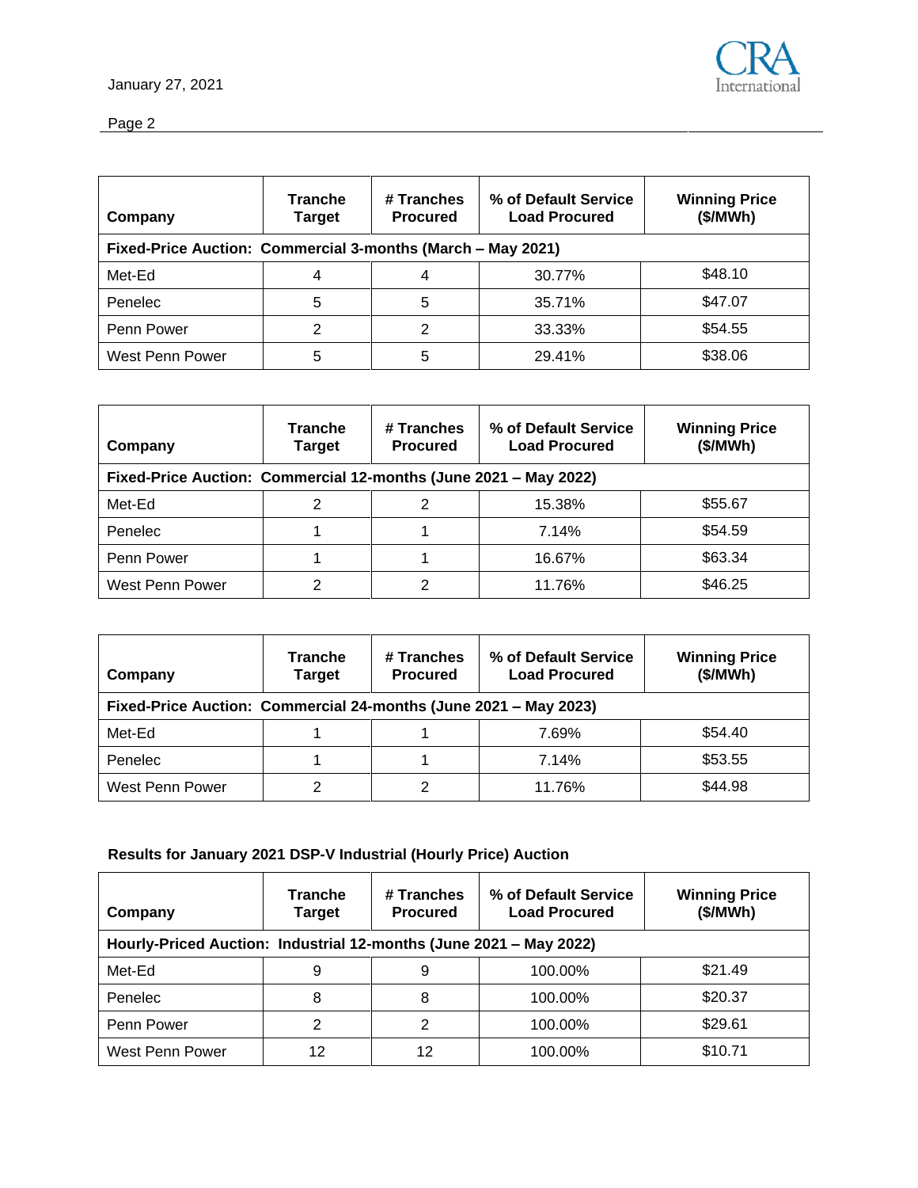| Company | Tranche Target | # Tranches Procured | % of Default Service Load Procured | Winning Price ($/MWh) |
|---|---|---|---|---|
| **Fixed-Price Auction: Commercial 3-months (March – May 2021)** | | | | |
| Met-Ed | 4 | 4 | 30.77% | $48.10 |
| Penelec | 5 | 5 | 35.71% | $47.07 |
| Penn Power | 2 | 2 | 33.33% | $54.55 |
| West Penn Power | 5 | 5 | 29.41% | $38.06 |

| Company | Tranche Target | # Tranches Procured | % of Default Service Load Procured | Winning Price ($/MWh) |
|---|---|---|---|---|
| **Fixed-Price Auction: Commercial 12-months (June 2021 – May 2022)** | | | | |
| Met-Ed | 2 | 2 | 15.38% | $55.67 |
| Penelec | 1 | 1 | 7.14% | $54.59 |
| Penn Power | 1 | 1 | 16.67% | $63.34 |
| West Penn Power | 2 | 2 | 11.76% | $46.25 |

| Company | Tranche Target | # Tranches Procured | % of Default Service Load Procured | Winning Price ($/MWh) |
|---|---|---|---|---|
| **Fixed-Price Auction: Commercial 24-months (June 2021 – May 2023)** | | | | |
| Met-Ed | 1 | 1 | 7.69% | $54.40 |
| Penelec | 1 | 1 | 7.14% | $53.55 |
| West Penn Power | 2 | 2 | 11.76% | $44.98 |

**Results for January 2021 DSP-V Industrial (Hourly Price) Auction**

| Company | Tranche Target | # Tranches Procured | % of Default Service Load Procured | Winning Price ($/MWh) |
|---|---|---|---|---|
| **Hourly-Priced Auction: Industrial 12-months (June 2021 – May 2022)** | | | | |
| Met-Ed | 9 | 9 | 100.00% | $21.49 |
| Penelec | 8 | 8 | 100.00% | $20.37 |
| Penn Power | 2 | 2 | 100.00% | $29.61 |
| West Penn Power | 12 | 12 | 100.00% | $10.71 |